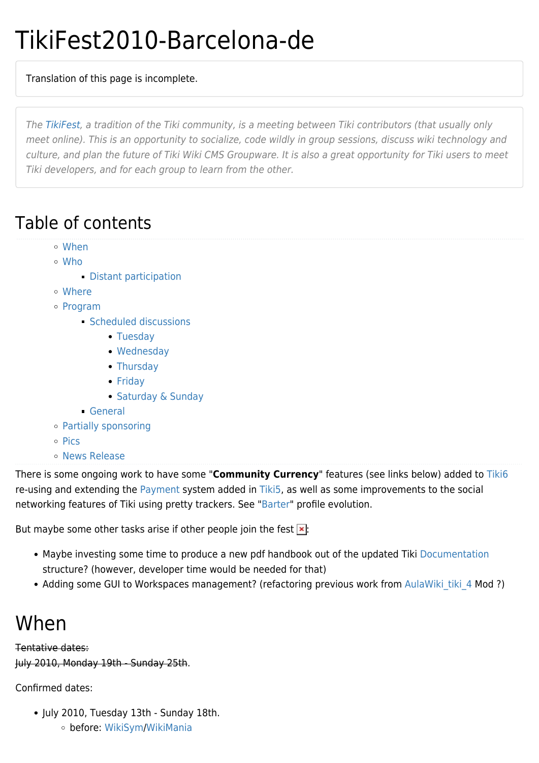# TikiFest2010-Barcelona-de

Translation of this page is incomplete.

*The TikiFest, a tradition of the Tiki community, is a meeting between Tiki contributors (that usually only meet online). This is an opportunity to socialize, code wildly in group sessions, discuss wiki technology and culture, and plan the future of Tiki Wiki CMS Groupware. It is also a great opportunity for Tiki users to meet Tiki developers, and for each group to learn from the other.*

## Table of contents

- When
- Who
  - Distant participation
- Where
- Program
  - Scheduled discussions
    - Tuesday
    - Wednesday
    - Thursday
    - Friday
    - Saturday & Sunday
  - General
- Partially sponsoring
- Pics
- News Release

There is some ongoing work to have some "**Community Currency**" features (see links below) added to Tiki6 re-using and extending the Payment system added in Tiki5, as well as some improvements to the social networking features of Tiki using pretty trackers. See "Barter" profile evolution.

But maybe some other tasks arise if other people join the fest :

- Maybe investing some time to produce a new pdf handbook out of the updated Tiki Documentation structure? (however, developer time would be needed for that)
- Adding some GUI to Workspaces management? (refactoring previous work from AulaWiki_tiki_4 Mod ?)

# When

~~Tentative dates:~~
~~July 2010, Monday 19th - Sunday 25th~~.

Confirmed dates:

- July 2010, Tuesday 13th - Sunday 18th.
  - before: WikiSym/WikiMania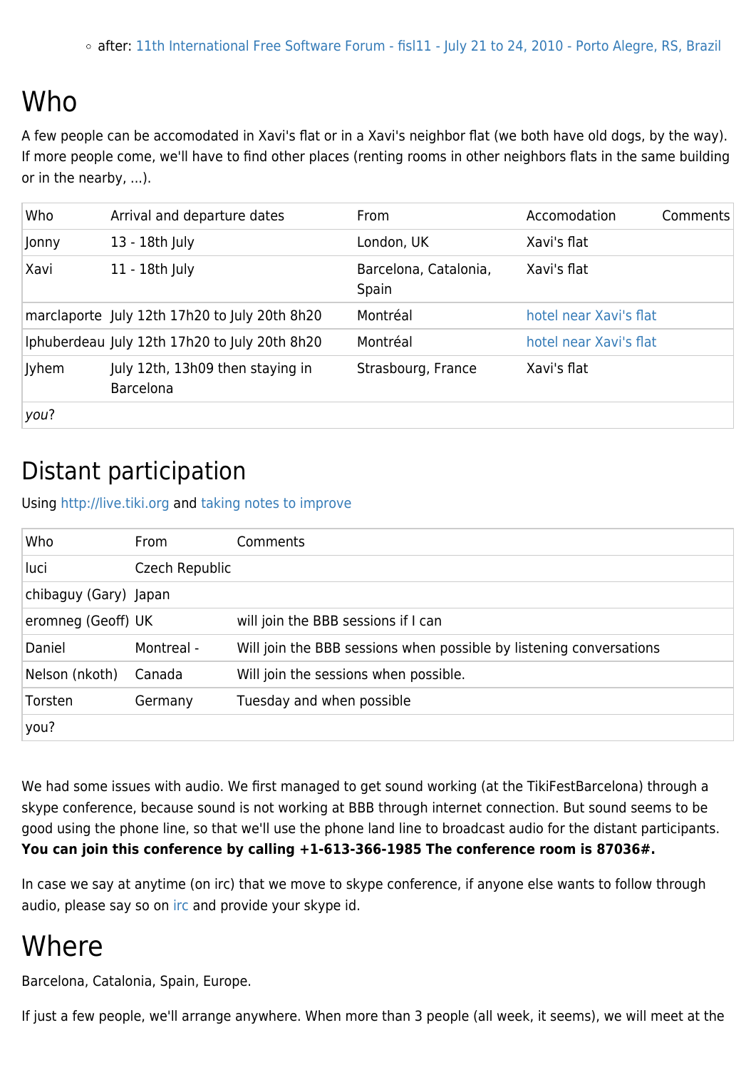- after: 11th International Free Software Forum - fisl11 - July 21 to 24, 2010 - Porto Alegre, RS, Brazil

# Who

A few people can be accomodated in Xavi's flat or in a Xavi's neighbor flat (we both have old dogs, by the way). If more people come, we'll have to find other places (renting rooms in other neighbors flats in the same building or in the nearby, ...).

| Who | Arrival and departure dates | From | Accomodation | Comments |
|---|---|---|---|---|
| Jonny | 13 - 18th July | London, UK | Xavi's flat | |
| Xavi | 11 - 18th July | Barcelona, Catalonia, Spain | Xavi's flat | |
| marclaporte | July 12th 17h20 to July 20th 8h20 | Montréal | hotel near Xavi's flat | |
| lphuberdeau | July 12th 17h20 to July 20th 8h20 | Montréal | hotel near Xavi's flat | |
| Jyhem | July 12th, 13h09 then staying in Barcelona | Strasbourg, France | Xavi's flat | |
| *you*? | | | | |

# Distant participation

Using http://live.tiki.org and taking notes to improve

| Who | From | Comments |
|---|---|---|
| luci | Czech Republic | |
| chibaguy (Gary) | Japan | |
| eromneg (Geoff) | UK | will join the BBB sessions if I can |
| Daniel | Montreal - | Will join the BBB sessions when possible by listening conversations |
| Nelson (nkoth) | Canada | Will join the sessions when possible. |
| Torsten | Germany | Tuesday and when possible |
| you? | | |

We had some issues with audio. We first managed to get sound working (at the TikiFestBarcelona) through a skype conference, because sound is not working at BBB through internet connection. But sound seems to be good using the phone line, so that we'll use the phone land line to broadcast audio for the distant participants. **You can join this conference by calling +1-613-366-1985 The conference room is 87036#.**

In case we say at anytime (on irc) that we move to skype conference, if anyone else wants to follow through audio, please say so on irc and provide your skype id.

# Where

Barcelona, Catalonia, Spain, Europe.

If just a few people, we'll arrange anywhere. When more than 3 people (all week, it seems), we will meet at the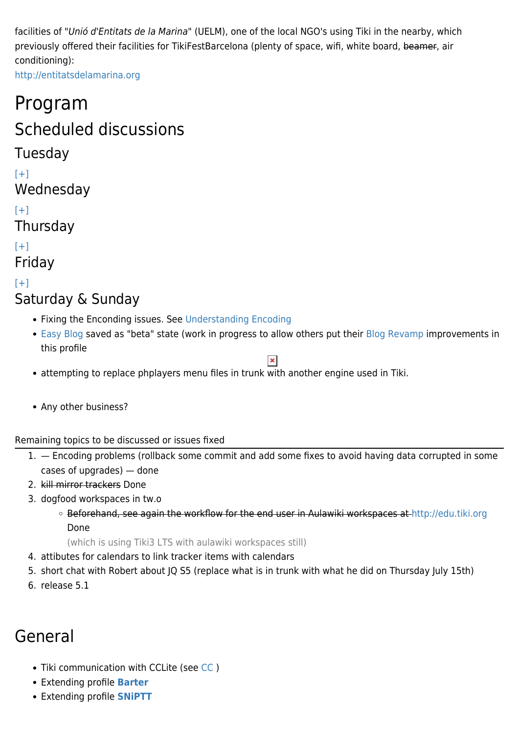facilities of "*Unió d'Entitats de la Marina*" (UELM), one of the local NGO's using Tiki in the nearby, which previously offered their facilities for TikiFestBarcelona (plenty of space, wifi, white board, ~~beamer~~, air conditioning):
http://entitatsdelamarina.org

# Program

## Scheduled discussions

### Tuesday

[+]

### Wednesday

[+]

### Thursday

[+]

### Friday

[+]

### Saturday & Sunday

- Fixing the Enconding issues. See Understanding Encoding
- Easy Blog saved as "beta" state (work in progress to allow others put their Blog Revamp improvements in this profile
- attempting to replace phplayers menu files in trunk with another engine used in Tiki.
- Any other business?

Remaining topics to be discussed or issues fixed

1. — Encoding problems (rollback some commit and add some fixes to avoid having data corrupted in some cases of upgrades) — done
2. ~~kill mirror trackers~~ Done
3. dogfood workspaces in tw.o
   - ~~Beforehand, see again the workflow for the end user in Aulawiki workspaces at~~ http://edu.tiki.org Done
     (which is using Tiki3 LTS with aulawiki workspaces still)
4. attibutes for calendars to link tracker items with calendars
5. short chat with Robert about JQ S5 (replace what is in trunk with what he did on Thursday July 15th)
6. release 5.1

# General

- Tiki communication with CCLite (see CC )
- Extending profile **Barter**
- Extending profile **SNiPTT**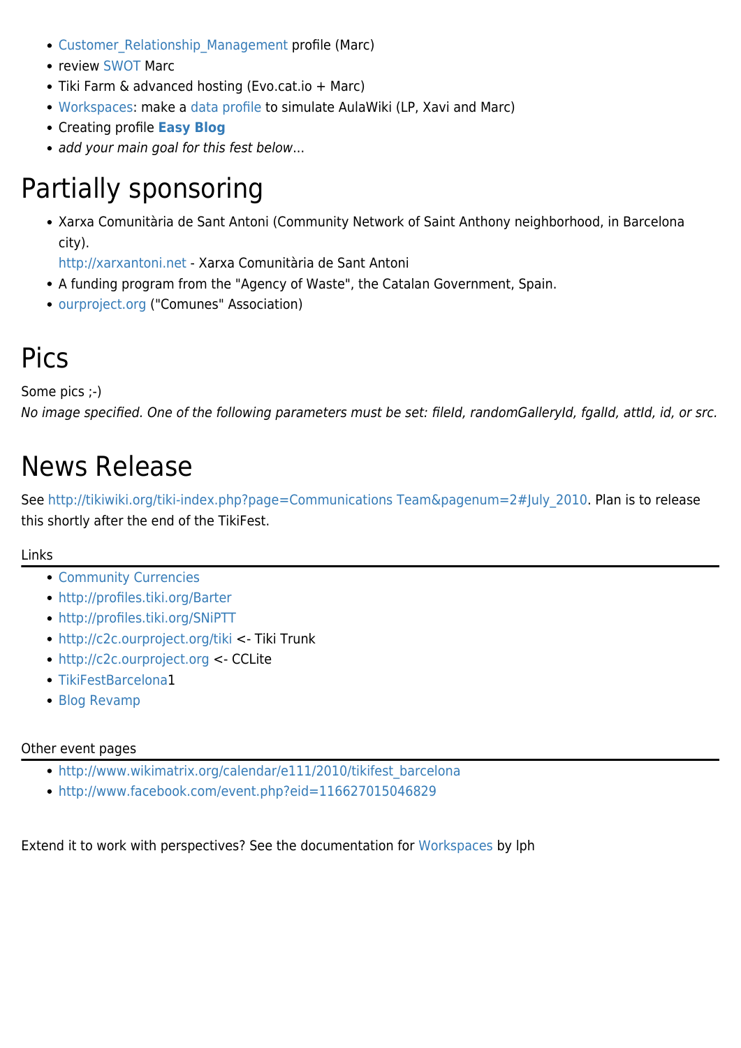- Customer_Relationship_Management profile (Marc)
- review SWOT Marc
- Tiki Farm & advanced hosting (Evo.cat.io + Marc)
- Workspaces: make a data profile to simulate AulaWiki (LP, Xavi and Marc)
- Creating profile **Easy Blog**
- *add your main goal for this fest below...*

# Partially sponsoring

- Xarxa Comunitària de Sant Antoni (Community Network of Saint Anthony neighborhood, in Barcelona city).
  http://xarxantoni.net - Xarxa Comunitària de Sant Antoni
- A funding program from the "Agency of Waste", the Catalan Government, Spain.
- ourproject.org ("Comunes" Association)

# Pics

Some pics ;-)

*No image specified. One of the following parameters must be set: fileId, randomGalleryId, fgalId, attId, id, or src.*

# News Release

See http://tikiwiki.org/tiki-index.php?page=Communications Team&pagenum=2#July_2010. Plan is to release this shortly after the end of the TikiFest.

Links

- Community Currencies
- http://profiles.tiki.org/Barter
- http://profiles.tiki.org/SNiPTT
- http://c2c.ourproject.org/tiki <- Tiki Trunk
- http://c2c.ourproject.org <- CCLite
- TikiFestBarcelona1
- Blog Revamp

Other event pages

- http://www.wikimatrix.org/calendar/e111/2010/tikifest_barcelona
- http://www.facebook.com/event.php?eid=116627015046829

Extend it to work with perspectives? See the documentation for Workspaces by lph